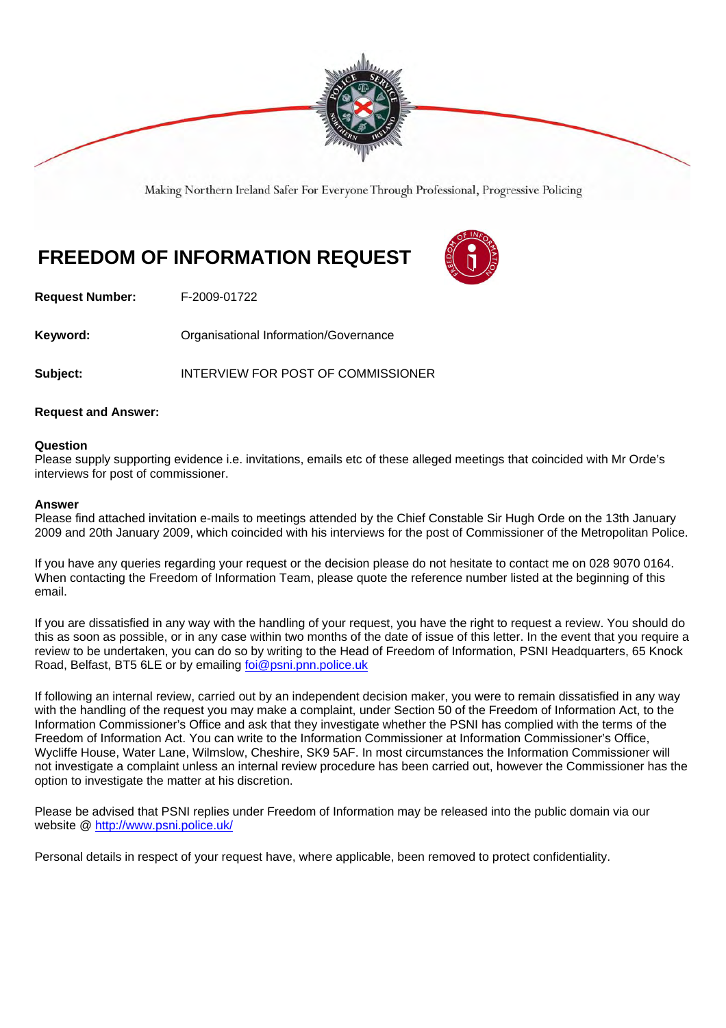Making Northern Ireland Safer For Everyone Through Professional, Progressive Policing

# FREEDOM OF INFORMATION REQUEST

**Request Number:** F-2009-01722

**Keyword:** Organisational Information/Governance

**Subject:** INTERVIEW FOR POST OF COMMISSIONER

**Request and Answer:**

**Question**
Please supply supporting evidence i.e. invitations, emails etc of these alleged meetings that coincided with Mr Orde's interviews for post of commissioner.

**Answer**
Please find attached invitation e-mails to meetings attended by the Chief Constable Sir Hugh Orde on the 13th January 2009 and 20th January 2009, which coincided with his interviews for the post of Commissioner of the Metropolitan Police.

If you have any queries regarding your request or the decision please do not hesitate to contact me on 028 9070 0164. When contacting the Freedom of Information Team, please quote the reference number listed at the beginning of this email.

If you are dissatisfied in any way with the handling of your request, you have the right to request a review. You should do this as soon as possible, or in any case within two months of the date of issue of this letter. In the event that you require a review to be undertaken, you can do so by writing to the Head of Freedom of Information, PSNI Headquarters, 65 Knock Road, Belfast, BT5 6LE or by emailing foi@psni.pnn.police.uk

If following an internal review, carried out by an independent decision maker, you were to remain dissatisfied in any way with the handling of the request you may make a complaint, under Section 50 of the Freedom of Information Act, to the Information Commissioner's Office and ask that they investigate whether the PSNI has complied with the terms of the Freedom of Information Act. You can write to the Information Commissioner at Information Commissioner's Office, Wycliffe House, Water Lane, Wilmslow, Cheshire, SK9 5AF. In most circumstances the Information Commissioner will not investigate a complaint unless an internal review procedure has been carried out, however the Commissioner has the option to investigate the matter at his discretion.

Please be advised that PSNI replies under Freedom of Information may be released into the public domain via our website @ http://www.psni.police.uk/

Personal details in respect of your request have, where applicable, been removed to protect confidentiality.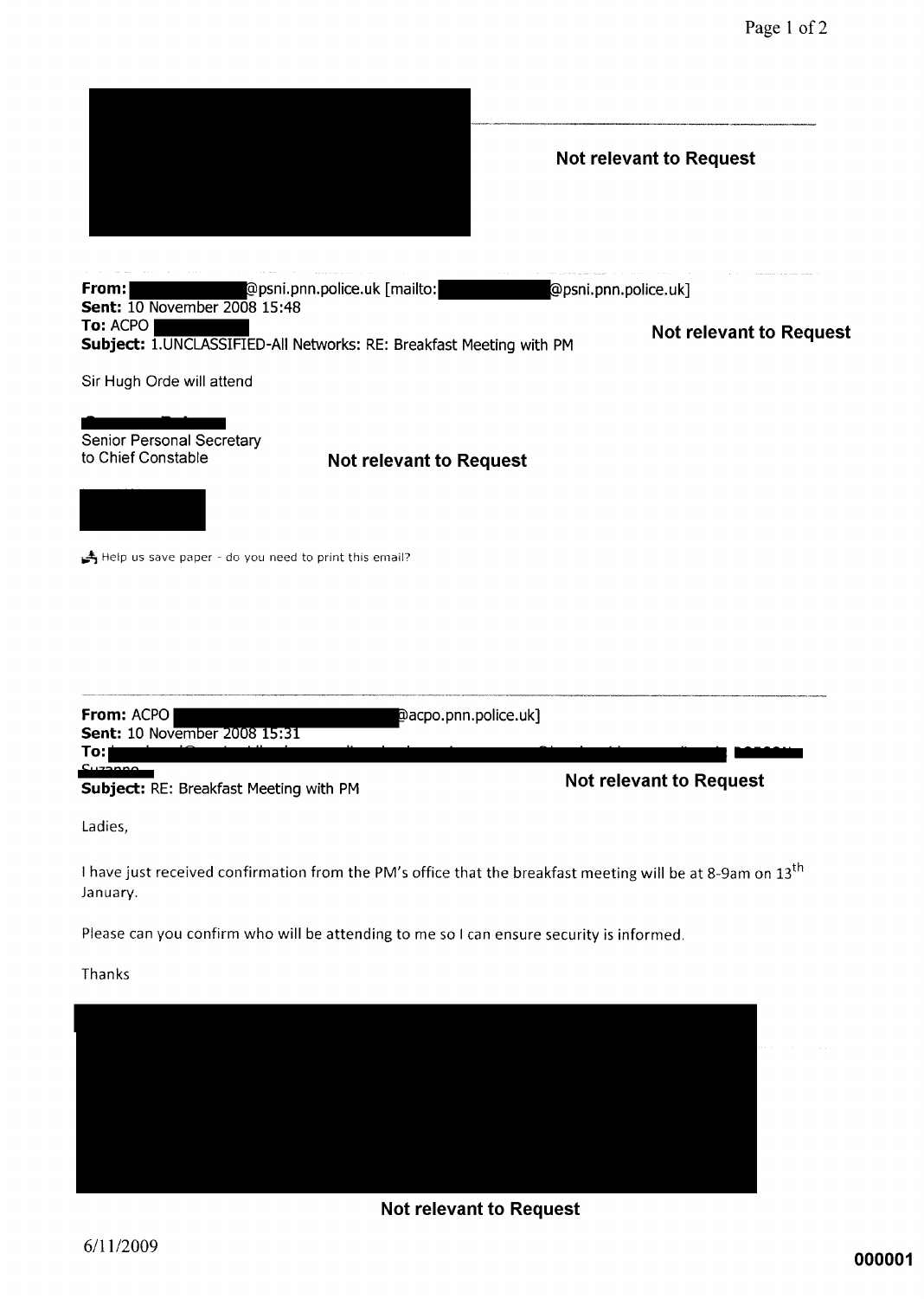Not relevant to Request

**From:** @psni.pnn.police.uk [mailto: @psni.pnn.police.uk]
**Sent:** 10 November 2008 15:48
**To:** ACPO
**Subject:** 1.UNCLASSIFIED-All Networks: RE: Breakfast Meeting with PM

Not relevant to Request

Sir Hugh Orde will attend

Senior Personal Secretary
to Chief Constable

Not relevant to Request

Help us save paper - do you need to print this email?

**From:** ACPO @acpo.pnn.police.uk]
**Sent:** 10 November 2008 15:31
**To:**
**Subject:** RE: Breakfast Meeting with PM

Not relevant to Request

Ladies,

I have just received confirmation from the PM's office that the breakfast meeting will be at 8-9am on 13th January.

Please can you confirm who will be attending to me so I can ensure security is informed.

Thanks

Not relevant to Request

6/11/2009

000001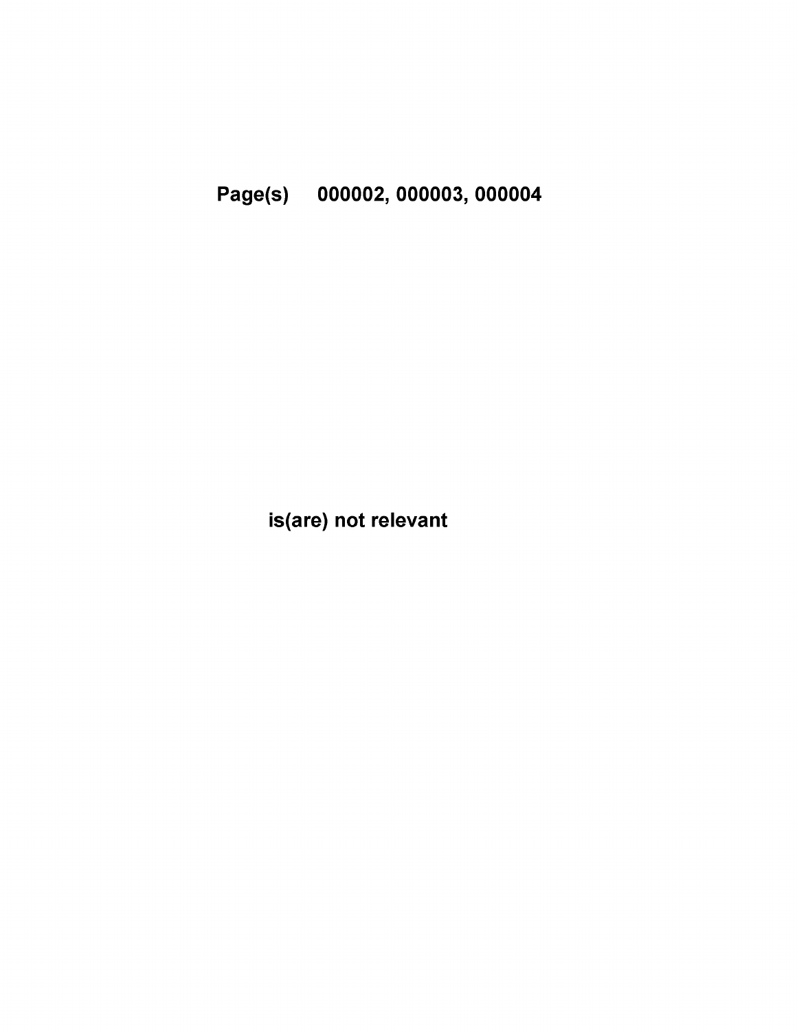**Page(s) 000002, 000003, 000004**

**is(are) not relevant**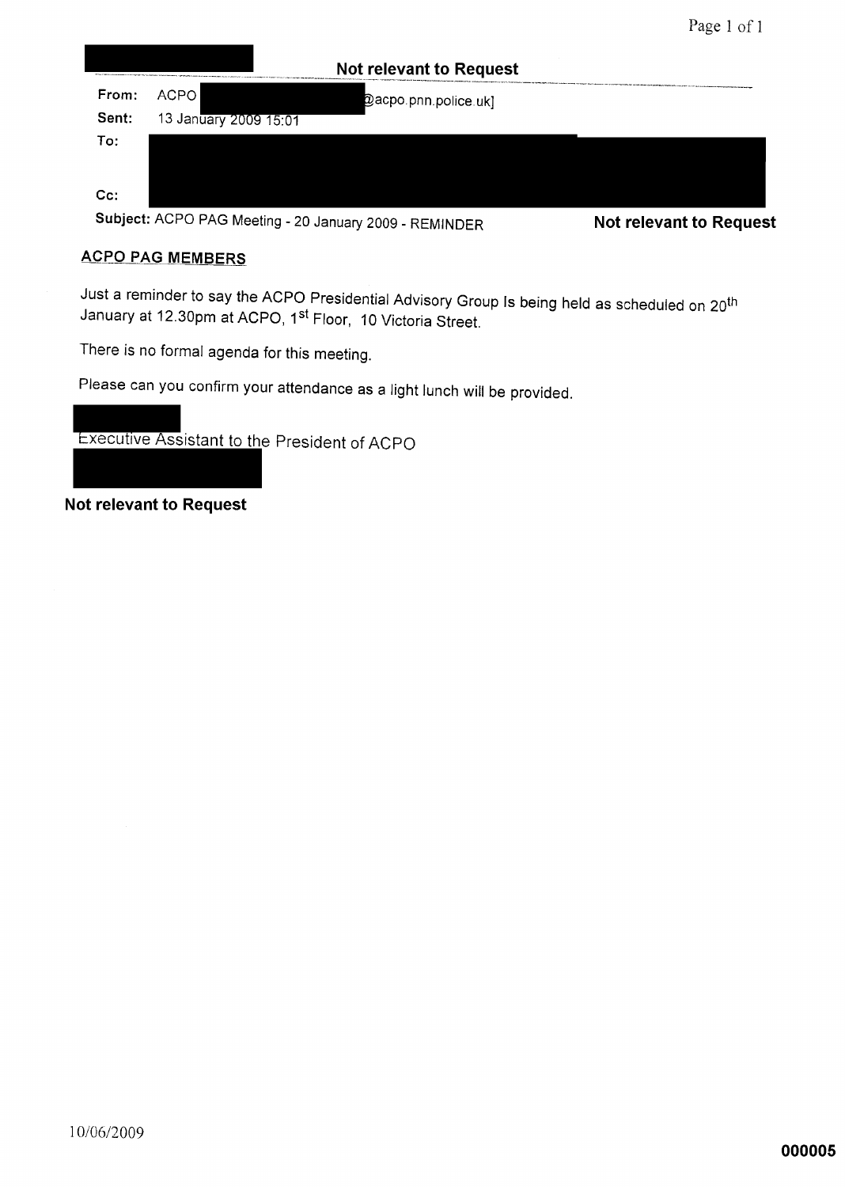**Not relevant to Request**

**From:** ACPO @acpo.pnn.police.uk]

**Sent:** 13 January 2009 15:01

**To:**

**Cc:**

**Subject:** ACPO PAG Meeting - 20 January 2009 - REMINDER

**Not relevant to Request**

**ACPO PAG MEMBERS**

Just a reminder to say the ACPO Presidential Advisory Group Is being held as scheduled on 20th January at 12.30pm at ACPO, 1st Floor, 10 Victoria Street.

There is no formal agenda for this meeting.

Please can you confirm your attendance as a light lunch will be provided.

Executive Assistant to the President of ACPO

**Not relevant to Request**

10/06/2009

**000005**